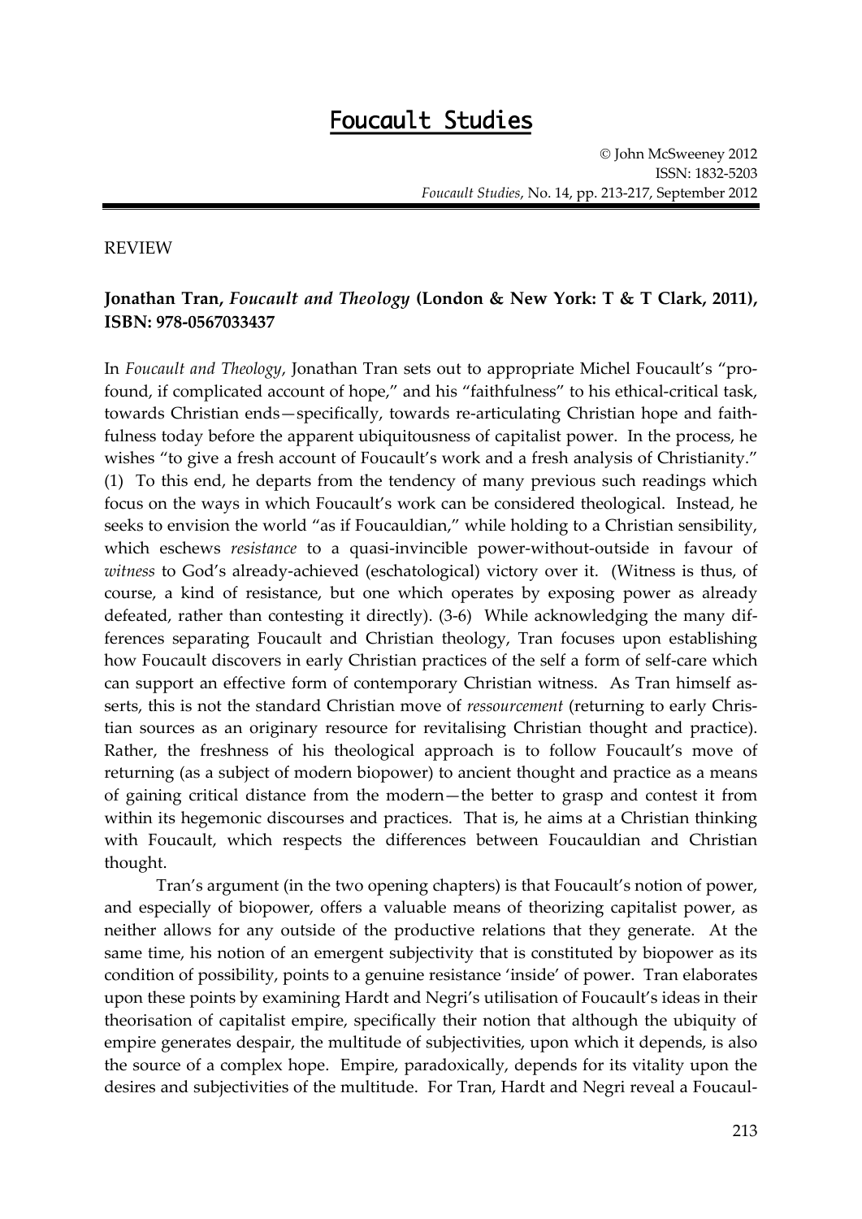# Foucault Studies

© John McSweeney 2012
ISSN: 1832-5203
*Foucault Studies*, No. 14, pp. 213-217, September 2012

REVIEW

**Jonathan Tran, *Foucault and Theology* (London & New York: T & T Clark, 2011), ISBN: 978-0567033437**

In *Foucault and Theology*, Jonathan Tran sets out to appropriate Michel Foucault's "profound, if complicated account of hope," and his "faithfulness" to his ethical-critical task, towards Christian ends—specifically, towards re-articulating Christian hope and faithfulness today before the apparent ubiquitousness of capitalist power. In the process, he wishes "to give a fresh account of Foucault's work and a fresh analysis of Christianity." (1) To this end, he departs from the tendency of many previous such readings which focus on the ways in which Foucault's work can be considered theological. Instead, he seeks to envision the world "as if Foucauldian," while holding to a Christian sensibility, which eschews *resistance* to a quasi-invincible power-without-outside in favour of *witness* to God's already-achieved (eschatological) victory over it. (Witness is thus, of course, a kind of resistance, but one which operates by exposing power as already defeated, rather than contesting it directly). (3-6) While acknowledging the many differences separating Foucault and Christian theology, Tran focuses upon establishing how Foucault discovers in early Christian practices of the self a form of self-care which can support an effective form of contemporary Christian witness. As Tran himself asserts, this is not the standard Christian move of *ressourcement* (returning to early Christian sources as an originary resource for revitalising Christian thought and practice). Rather, the freshness of his theological approach is to follow Foucault's move of returning (as a subject of modern biopower) to ancient thought and practice as a means of gaining critical distance from the modern—the better to grasp and contest it from within its hegemonic discourses and practices. That is, he aims at a Christian thinking with Foucault, which respects the differences between Foucauldian and Christian thought.

Tran's argument (in the two opening chapters) is that Foucault's notion of power, and especially of biopower, offers a valuable means of theorizing capitalist power, as neither allows for any outside of the productive relations that they generate. At the same time, his notion of an emergent subjectivity that is constituted by biopower as its condition of possibility, points to a genuine resistance 'inside' of power. Tran elaborates upon these points by examining Hardt and Negri's utilisation of Foucault's ideas in their theorisation of capitalist empire, specifically their notion that although the ubiquity of empire generates despair, the multitude of subjectivities, upon which it depends, is also the source of a complex hope. Empire, paradoxically, depends for its vitality upon the desires and subjectivities of the multitude. For Tran, Hardt and Negri reveal a Foucaul-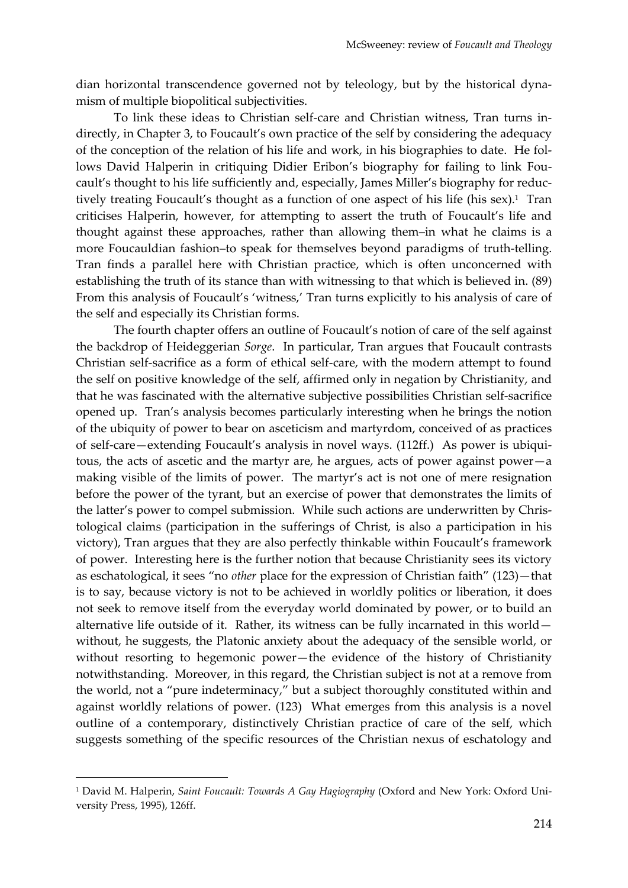dian horizontal transcendence governed not by teleology, but by the historical dynamism of multiple biopolitical subjectivities.

To link these ideas to Christian self-care and Christian witness, Tran turns indirectly, in Chapter 3, to Foucault's own practice of the self by considering the adequacy of the conception of the relation of his life and work, in his biographies to date. He follows David Halperin in critiquing Didier Eribon's biography for failing to link Foucault's thought to his life sufficiently and, especially, James Miller's biography for reductively treating Foucault's thought as a function of one aspect of his life (his sex).[1] Tran criticises Halperin, however, for attempting to assert the truth of Foucault's life and thought against these approaches, rather than allowing them–in what he claims is a more Foucauldian fashion–to speak for themselves beyond paradigms of truth-telling. Tran finds a parallel here with Christian practice, which is often unconcerned with establishing the truth of its stance than with witnessing to that which is believed in. (89) From this analysis of Foucault's 'witness,' Tran turns explicitly to his analysis of care of the self and especially its Christian forms.

The fourth chapter offers an outline of Foucault's notion of care of the self against the backdrop of Heideggerian *Sorge*. In particular, Tran argues that Foucault contrasts Christian self-sacrifice as a form of ethical self-care, with the modern attempt to found the self on positive knowledge of the self, affirmed only in negation by Christianity, and that he was fascinated with the alternative subjective possibilities Christian self-sacrifice opened up. Tran's analysis becomes particularly interesting when he brings the notion of the ubiquity of power to bear on asceticism and martyrdom, conceived of as practices of self-care—extending Foucault's analysis in novel ways. (112ff.) As power is ubiquitous, the acts of ascetic and the martyr are, he argues, acts of power against power—a making visible of the limits of power. The martyr's act is not one of mere resignation before the power of the tyrant, but an exercise of power that demonstrates the limits of the latter's power to compel submission. While such actions are underwritten by Christological claims (participation in the sufferings of Christ, is also a participation in his victory), Tran argues that they are also perfectly thinkable within Foucault's framework of power. Interesting here is the further notion that because Christianity sees its victory as eschatological, it sees "no *other* place for the expression of Christian faith" (123)—that is to say, because victory is not to be achieved in worldly politics or liberation, it does not seek to remove itself from the everyday world dominated by power, or to build an alternative life outside of it. Rather, its witness can be fully incarnated in this world—without, he suggests, the Platonic anxiety about the adequacy of the sensible world, or without resorting to hegemonic power—the evidence of the history of Christianity notwithstanding. Moreover, in this regard, the Christian subject is not at a remove from the world, not a "pure indeterminacy," but a subject thoroughly constituted within and against worldly relations of power. (123) What emerges from this analysis is a novel outline of a contemporary, distinctively Christian practice of care of the self, which suggests something of the specific resources of the Christian nexus of eschatology and

---

[1] David M. Halperin, *Saint Foucault: Towards A Gay Hagiography* (Oxford and New York: Oxford University Press, 1995), 126ff.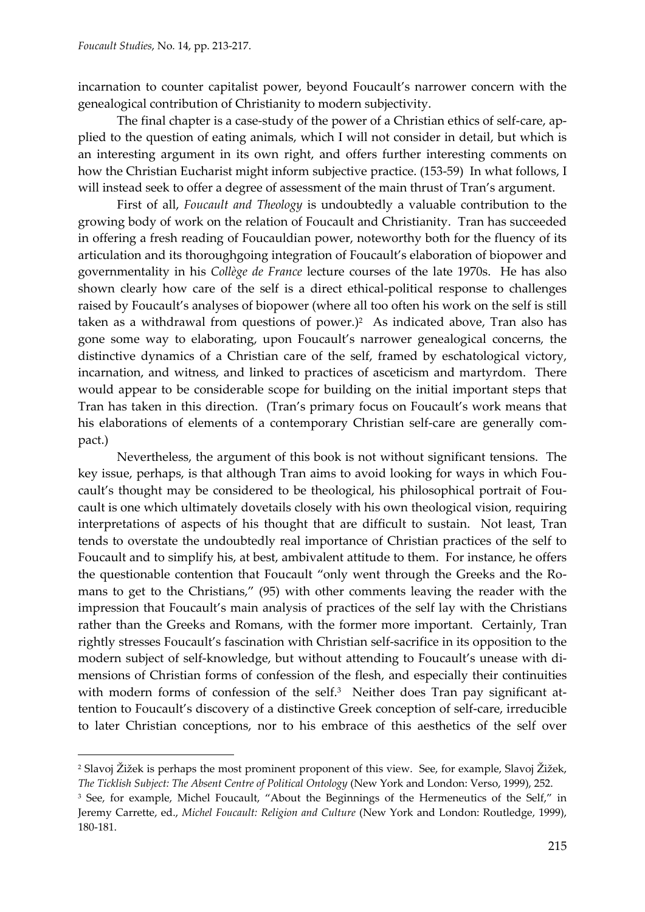incarnation to counter capitalist power, beyond Foucault's narrower concern with the genealogical contribution of Christianity to modern subjectivity.

The final chapter is a case-study of the power of a Christian ethics of self-care, applied to the question of eating animals, which I will not consider in detail, but which is an interesting argument in its own right, and offers further interesting comments on how the Christian Eucharist might inform subjective practice. (153-59) In what follows, I will instead seek to offer a degree of assessment of the main thrust of Tran's argument.

First of all, *Foucault and Theology* is undoubtedly a valuable contribution to the growing body of work on the relation of Foucault and Christianity. Tran has succeeded in offering a fresh reading of Foucauldian power, noteworthy both for the fluency of its articulation and its thoroughgoing integration of Foucault's elaboration of biopower and governmentality in his *Collège de France* lecture courses of the late 1970s. He has also shown clearly how care of the self is a direct ethical-political response to challenges raised by Foucault's analyses of biopower (where all too often his work on the self is still taken as a withdrawal from questions of power.)[2] As indicated above, Tran also has gone some way to elaborating, upon Foucault's narrower genealogical concerns, the distinctive dynamics of a Christian care of the self, framed by eschatological victory, incarnation, and witness, and linked to practices of asceticism and martyrdom. There would appear to be considerable scope for building on the initial important steps that Tran has taken in this direction. (Tran's primary focus on Foucault's work means that his elaborations of elements of a contemporary Christian self-care are generally compact.)

Nevertheless, the argument of this book is not without significant tensions. The key issue, perhaps, is that although Tran aims to avoid looking for ways in which Foucault's thought may be considered to be theological, his philosophical portrait of Foucault is one which ultimately dovetails closely with his own theological vision, requiring interpretations of aspects of his thought that are difficult to sustain. Not least, Tran tends to overstate the undoubtedly real importance of Christian practices of the self to Foucault and to simplify his, at best, ambivalent attitude to them. For instance, he offers the questionable contention that Foucault "only went through the Greeks and the Romans to get to the Christians," (95) with other comments leaving the reader with the impression that Foucault's main analysis of practices of the self lay with the Christians rather than the Greeks and Romans, with the former more important. Certainly, Tran rightly stresses Foucault's fascination with Christian self-sacrifice in its opposition to the modern subject of self-knowledge, but without attending to Foucault's unease with dimensions of Christian forms of confession of the flesh, and especially their continuities with modern forms of confession of the self.[3] Neither does Tran pay significant attention to Foucault's discovery of a distinctive Greek conception of self-care, irreducible to later Christian conceptions, nor to his embrace of this aesthetics of the self over

---

[2] Slavoj Žižek is perhaps the most prominent proponent of this view. See, for example, Slavoj Žižek, *The Ticklish Subject: The Absent Centre of Political Ontology* (New York and London: Verso, 1999), 252.

[3] See, for example, Michel Foucault, "About the Beginnings of the Hermeneutics of the Self," in Jeremy Carrette, ed., *Michel Foucault: Religion and Culture* (New York and London: Routledge, 1999), 180-181.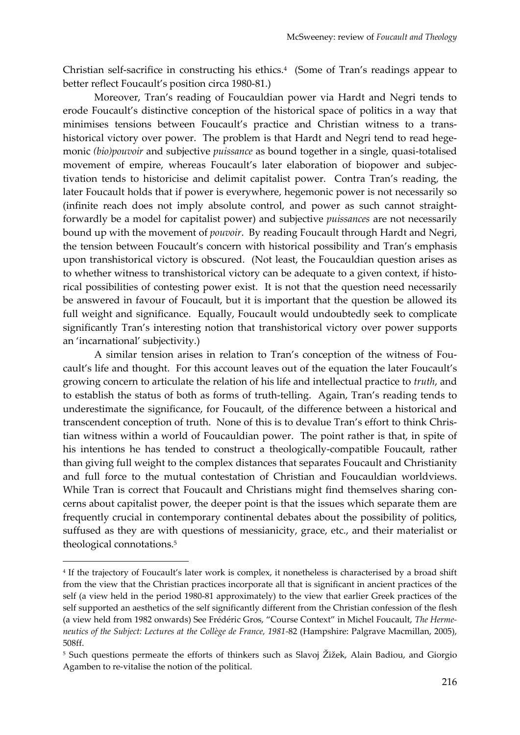Christian self-sacrifice in constructing his ethics.[4] (Some of Tran's readings appear to better reflect Foucault's position circa 1980-81.)

Moreover, Tran's reading of Foucauldian power via Hardt and Negri tends to erode Foucault's distinctive conception of the historical space of politics in a way that minimises tensions between Foucault's practice and Christian witness to a transhistorical victory over power. The problem is that Hardt and Negri tend to read hegemonic *(bio)pouvoir* and subjective *puissance* as bound together in a single, quasi-totalised movement of empire, whereas Foucault's later elaboration of biopower and subjectivation tends to historicise and delimit capitalist power. Contra Tran's reading, the later Foucault holds that if power is everywhere, hegemonic power is not necessarily so (infinite reach does not imply absolute control, and power as such cannot straightforwardly be a model for capitalist power) and subjective *puissances* are not necessarily bound up with the movement of *pouvoir*. By reading Foucault through Hardt and Negri, the tension between Foucault's concern with historical possibility and Tran's emphasis upon transhistorical victory is obscured. (Not least, the Foucauldian question arises as to whether witness to transhistorical victory can be adequate to a given context, if historical possibilities of contesting power exist. It is not that the question need necessarily be answered in favour of Foucault, but it is important that the question be allowed its full weight and significance. Equally, Foucault would undoubtedly seek to complicate significantly Tran's interesting notion that transhistorical victory over power supports an 'incarnational' subjectivity.)

A similar tension arises in relation to Tran's conception of the witness of Foucault's life and thought. For this account leaves out of the equation the later Foucault's growing concern to articulate the relation of his life and intellectual practice to *truth*, and to establish the status of both as forms of truth-telling. Again, Tran's reading tends to underestimate the significance, for Foucault, of the difference between a historical and transcendent conception of truth. None of this is to devalue Tran's effort to think Christian witness within a world of Foucauldian power. The point rather is that, in spite of his intentions he has tended to construct a theologically-compatible Foucault, rather than giving full weight to the complex distances that separates Foucault and Christianity and full force to the mutual contestation of Christian and Foucauldian worldviews. While Tran is correct that Foucault and Christians might find themselves sharing concerns about capitalist power, the deeper point is that the issues which separate them are frequently crucial in contemporary continental debates about the possibility of politics, suffused as they are with questions of messianicity, grace, etc., and their materialist or theological connotations.[5]

---

[4] If the trajectory of Foucault's later work is complex, it nonetheless is characterised by a broad shift from the view that the Christian practices incorporate all that is significant in ancient practices of the self (a view held in the period 1980-81 approximately) to the view that earlier Greek practices of the self supported an aesthetics of the self significantly different from the Christian confession of the flesh (a view held from 1982 onwards) See Frédéric Gros, "Course Context" in Michel Foucault, *The Hermeneutics of the Subject: Lectures at the Collège de France, 1981-82* (Hampshire: Palgrave Macmillan, 2005), 508ff.

[5] Such questions permeate the efforts of thinkers such as Slavoj Žižek, Alain Badiou, and Giorgio Agamben to re-vitalise the notion of the political.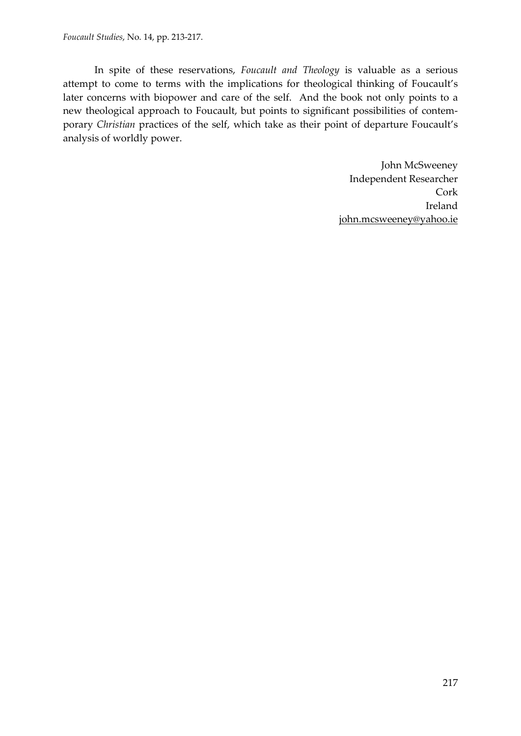In spite of these reservations, *Foucault and Theology* is valuable as a serious attempt to come to terms with the implications for theological thinking of Foucault's later concerns with biopower and care of the self. And the book not only points to a new theological approach to Foucault, but points to significant possibilities of contemporary *Christian* practices of the self, which take as their point of departure Foucault's analysis of worldly power.

John McSweeney  
Independent Researcher  
Cork  
Ireland  
john.mcsweeney@yahoo.ie